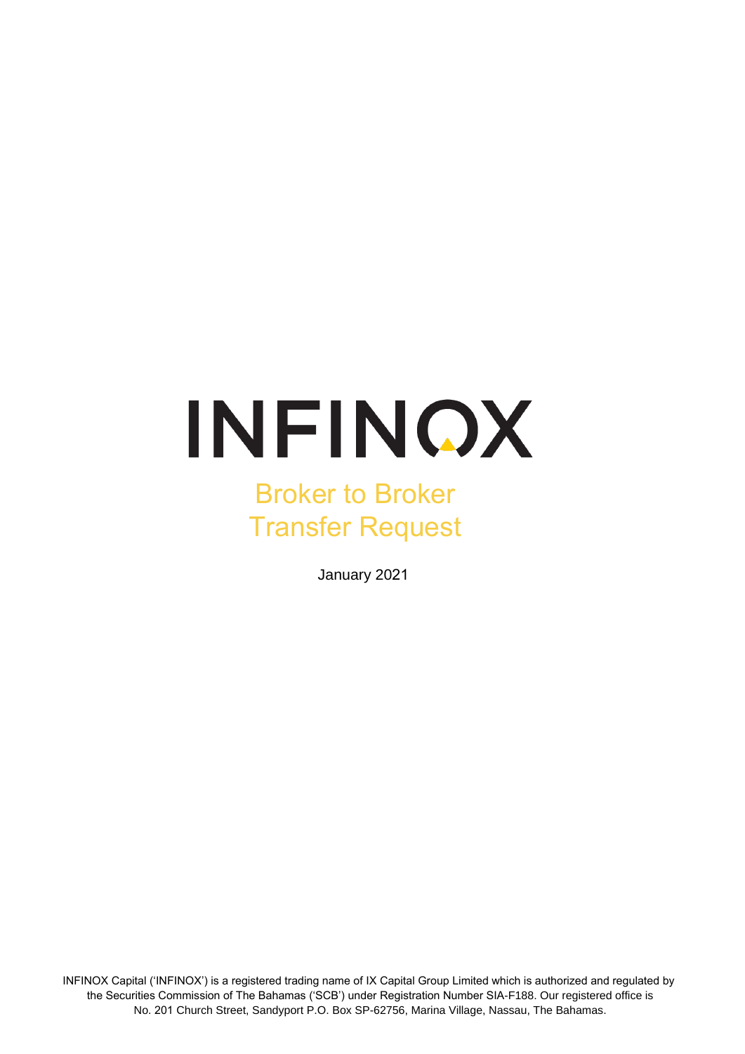# INFINOX

## Broker to Broker Transfer Request

January 2021

INFINOX Capital ('INFINOX') is a registered trading name of IX Capital Group Limited which is authorized and regulated by the Securities Commission of The Bahamas ('SCB') under Registration Number SIA-F188. Our registered office is No. 201 Church Street, Sandyport P.O. Box SP-62756, Marina Village, Nassau, The Bahamas.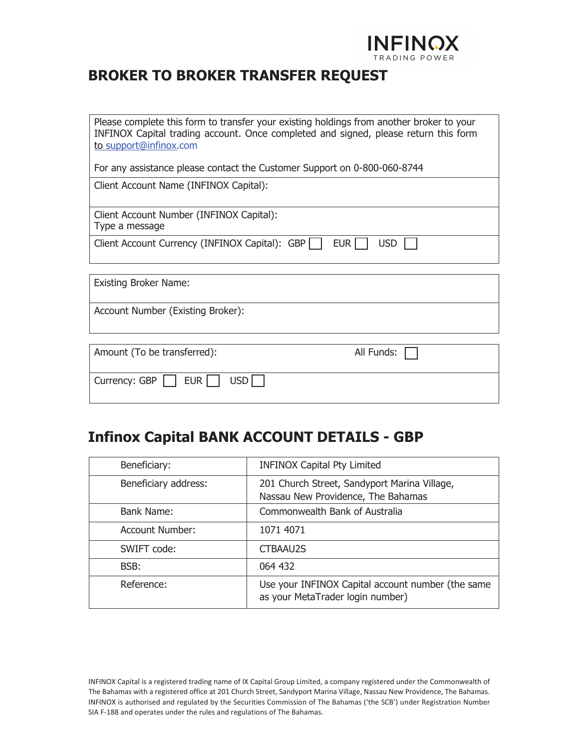INFINOX
TRADING POWER

# BROKER TO BROKER TRANSFER REQUEST

Please complete this form to transfer your existing holdings from another broker to your INFINOX Capital trading account. Once completed and signed, please return this form to support@infinox.com

For any assistance please contact the Customer Support on 0-800-060-8744

Client Account Name (INFINOX Capital):

Client Account Number (INFINOX Capital):
Type a message

Client Account Currency (INFINOX Capital): GBP ☐ EUR ☐ USD ☐

Existing Broker Name:

Account Number (Existing Broker):

Amount (To be transferred): All Funds: ☐

Currency: GBP ☐ EUR ☐ USD ☐

## Infinox Capital BANK ACCOUNT DETAILS - GBP

| | |
|---|---|
| Beneficiary: | INFINOX Capital Pty Limited |
| Beneficiary address: | 201 Church Street, Sandyport Marina Village, Nassau New Providence, The Bahamas |
| Bank Name: | Commonwealth Bank of Australia |
| Account Number: | 1071 4071 |
| SWIFT code: | CTBAAU2S |
| BSB: | 064 432 |
| Reference: | Use your INFINOX Capital account number (the same as your MetaTrader login number) |

INFINOX Capital is a registered trading name of IX Capital Group Limited, a company registered under the Commonwealth of The Bahamas with a registered office at 201 Church Street, Sandyport Marina Village, Nassau New Providence, The Bahamas. INFINOX is authorised and regulated by the Securities Commission of The Bahamas ('the SCB') under Registration Number SIA F-188 and operates under the rules and regulations of The Bahamas.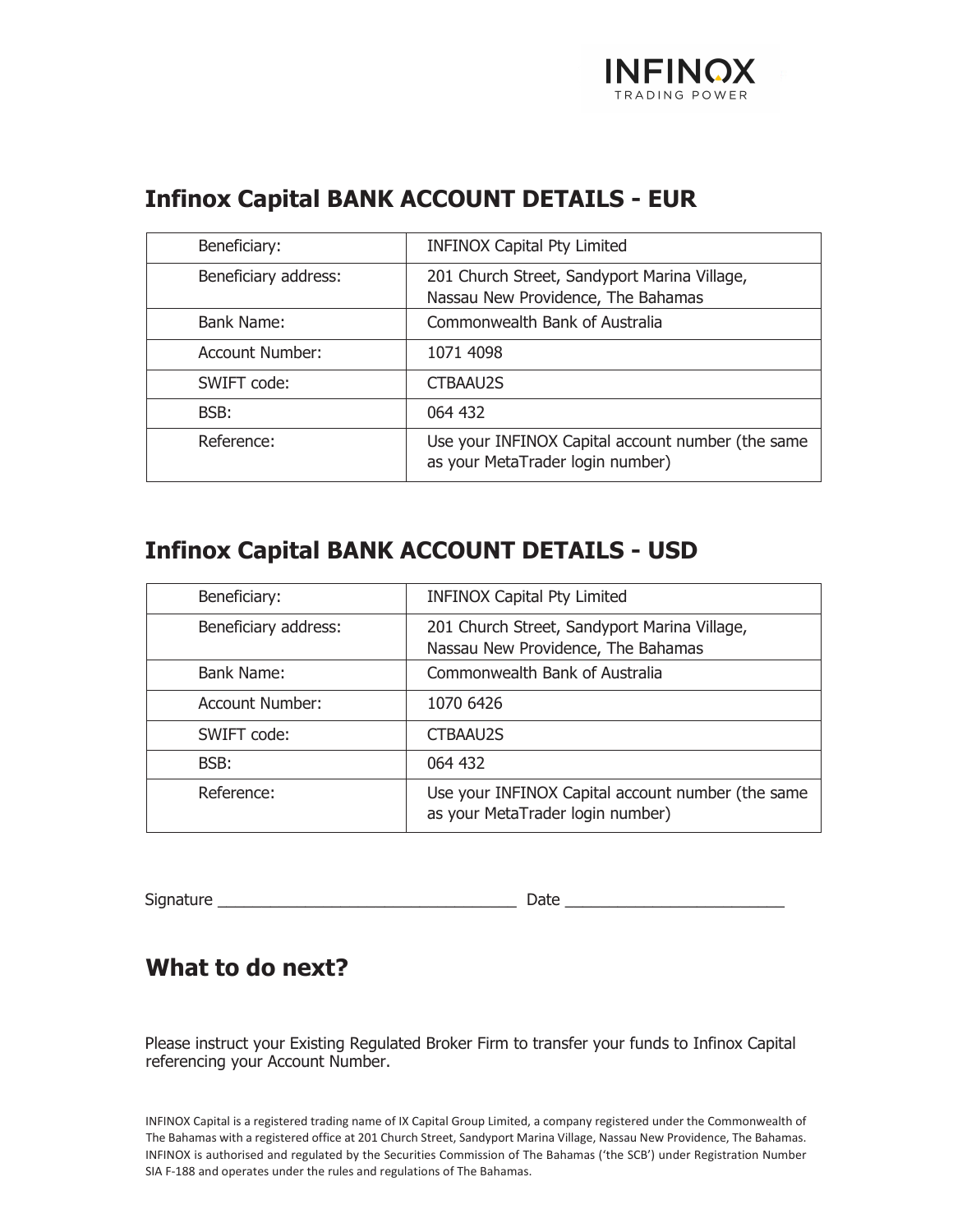## Infinox Capital BANK ACCOUNT DETAILS - EUR

| | |
|---|---|
| Beneficiary: | INFINOX Capital Pty Limited |
| Beneficiary address: | 201 Church Street, Sandyport Marina Village, Nassau New Providence, The Bahamas |
| Bank Name: | Commonwealth Bank of Australia |
| Account Number: | 1071 4098 |
| SWIFT code: | CTBAAU2S |
| BSB: | 064 432 |
| Reference: | Use your INFINOX Capital account number (the same as your MetaTrader login number) |

## Infinox Capital BANK ACCOUNT DETAILS - USD

| | |
|---|---|
| Beneficiary: | INFINOX Capital Pty Limited |
| Beneficiary address: | 201 Church Street, Sandyport Marina Village, Nassau New Providence, The Bahamas |
| Bank Name: | Commonwealth Bank of Australia |
| Account Number: | 1070 6426 |
| SWIFT code: | CTBAAU2S |
| BSB: | 064 432 |
| Reference: | Use your INFINOX Capital account number (the same as your MetaTrader login number) |

Signature ________________________________ Date ________________________

## What to do next?

Please instruct your Existing Regulated Broker Firm to transfer your funds to Infinox Capital referencing your Account Number.

INFINOX Capital is a registered trading name of IX Capital Group Limited, a company registered under the Commonwealth of The Bahamas with a registered office at 201 Church Street, Sandyport Marina Village, Nassau New Providence, The Bahamas. INFINOX is authorised and regulated by the Securities Commission of The Bahamas ('the SCB') under Registration Number SIA F-188 and operates under the rules and regulations of The Bahamas.